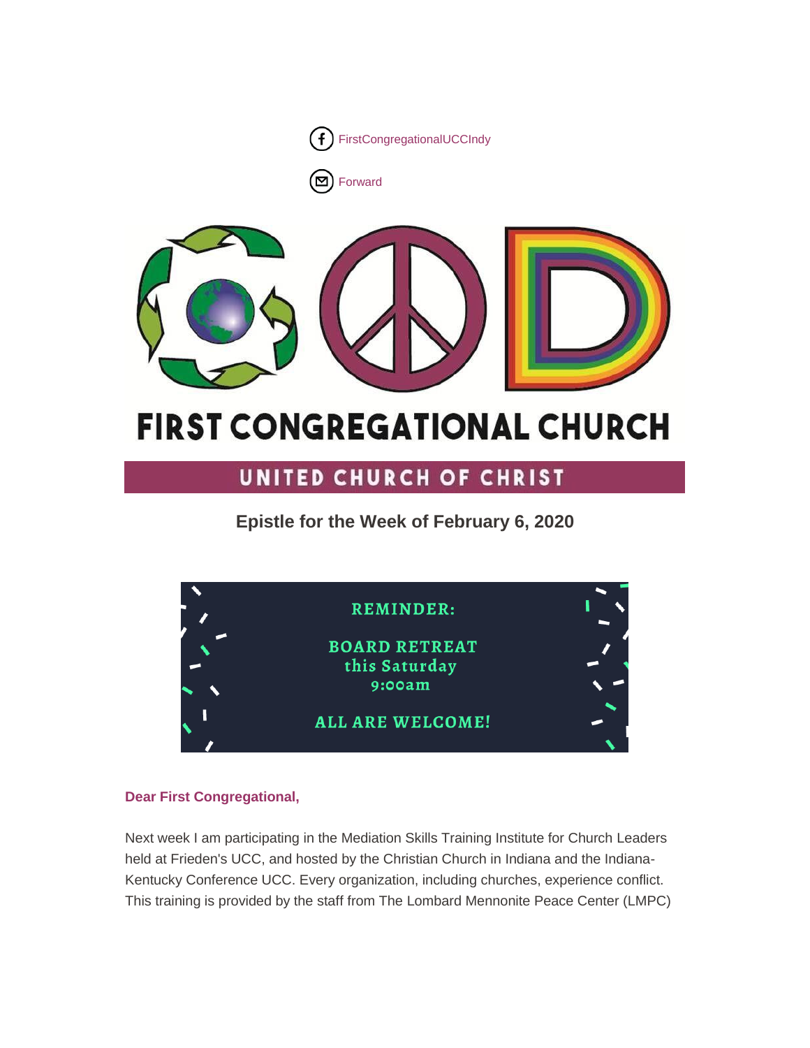FirstCongregationalUCCIndy

Forward

# FIRST CONGREGATIONAL CHURCH

## UNITED CHURCH OF CHRIST

### Epistle for the Week of February 6, 2020

REMINDER:

BOARD RETREAT
this Saturday
9:00am

ALL ARE WELCOME!

**Dear First Congregational,**

Next week I am participating in the Mediation Skills Training Institute for Church Leaders held at Frieden's UCC, and hosted by the Christian Church in Indiana and the Indiana-Kentucky Conference UCC. Every organization, including churches, experience conflict. This training is provided by the staff from The Lombard Mennonite Peace Center (LMPC)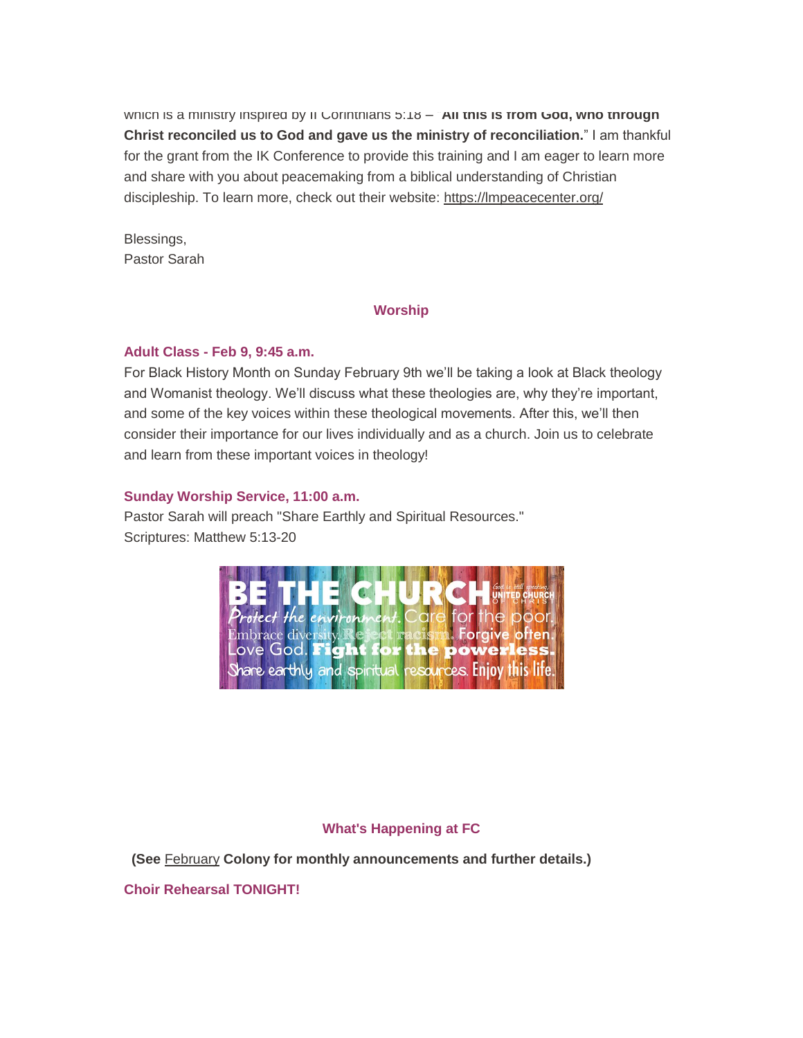which is a ministry inspired by II Corinthians 5:18 – "**All this is from God, who through Christ reconciled us to God and gave us the ministry of reconciliation.**" I am thankful for the grant from the IK Conference to provide this training and I am eager to learn more and share with you about peacemaking from a biblical understanding of Christian discipleship. To learn more, check out their website: https://lmpeacecenter.org/

Blessings,
Pastor Sarah

## Worship

### Adult Class - Feb 9, 9:45 a.m.

For Black History Month on Sunday February 9th we'll be taking a look at Black theology and Womanist theology. We'll discuss what these theologies are, why they're important, and some of the key voices within these theological movements. After this, we'll then consider their importance for our lives individually and as a church. Join us to celebrate and learn from these important voices in theology!

### Sunday Worship Service, 11:00 a.m.

Pastor Sarah will preach "Share Earthly and Spiritual Resources."
Scriptures: Matthew 5:13-20

BE THE CHURCH — God is still speaking, UNITED CHURCH OF CHRIST
Protect the environment. Care for the poor. Embrace diversity. Reject racism. Forgive often. Love God. Fight for the powerless. Share earthly and spiritual resources. Enjoy this life.

## What's Happening at FC

**(See February Colony for monthly announcements and further details.)**

### Choir Rehearsal TONIGHT!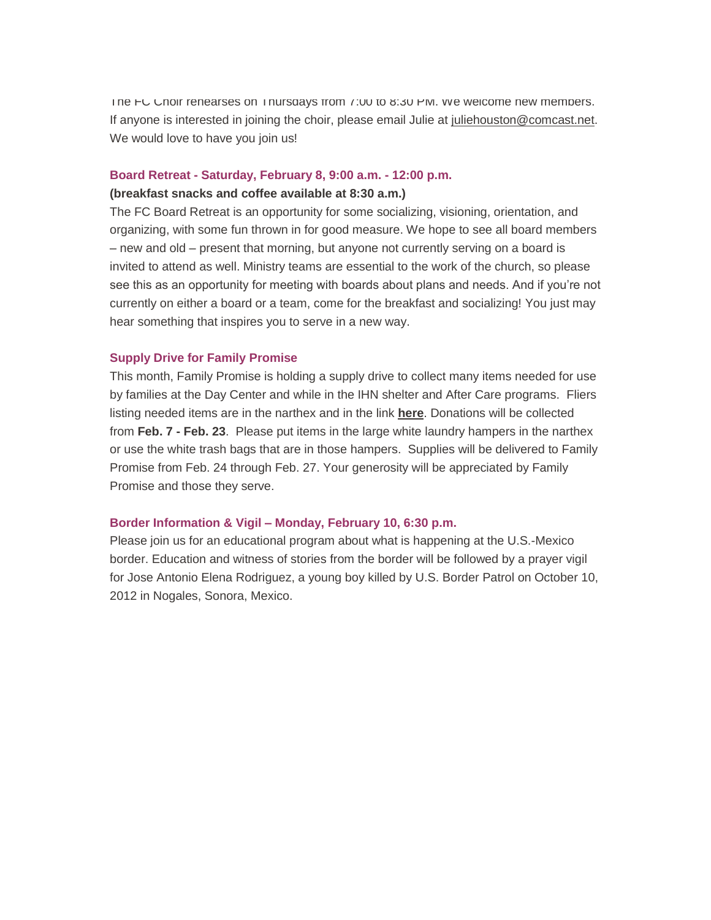The FC Choir rehearses on Thursdays from 7:00 to 8:30 PM. We welcome new members. If anyone is interested in joining the choir, please email Julie at juliehouston@comcast.net. We would love to have you join us!

### Board Retreat - Saturday, February 8, 9:00 a.m. - 12:00 p.m.

**(breakfast snacks and coffee available at 8:30 a.m.)**

The FC Board Retreat is an opportunity for some socializing, visioning, orientation, and organizing, with some fun thrown in for good measure. We hope to see all board members – new and old – present that morning, but anyone not currently serving on a board is invited to attend as well. Ministry teams are essential to the work of the church, so please see this as an opportunity for meeting with boards about plans and needs. And if you're not currently on either a board or a team, come for the breakfast and socializing! You just may hear something that inspires you to serve in a new way.

### Supply Drive for Family Promise

This month, Family Promise is holding a supply drive to collect many items needed for use by families at the Day Center and while in the IHN shelter and After Care programs. Fliers listing needed items are in the narthex and in the link **here**. Donations will be collected from **Feb. 7 - Feb. 23**. Please put items in the large white laundry hampers in the narthex or use the white trash bags that are in those hampers. Supplies will be delivered to Family Promise from Feb. 24 through Feb. 27. Your generosity will be appreciated by Family Promise and those they serve.

### Border Information & Vigil – Monday, February 10, 6:30 p.m.

Please join us for an educational program about what is happening at the U.S.-Mexico border. Education and witness of stories from the border will be followed by a prayer vigil for Jose Antonio Elena Rodriguez, a young boy killed by U.S. Border Patrol on October 10, 2012 in Nogales, Sonora, Mexico.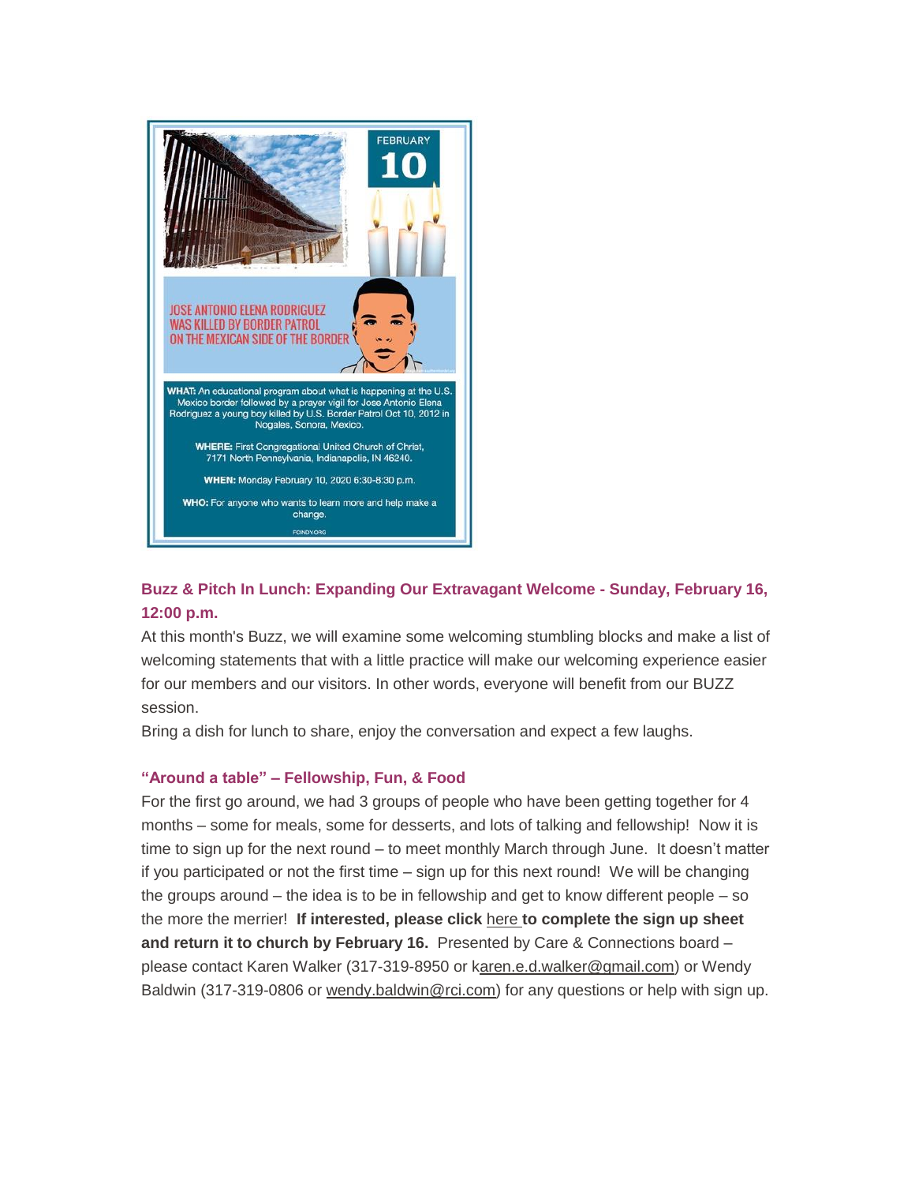FEBRUARY

10

JOSE ANTONIO ELENA RODRIGUEZ WAS KILLED BY BORDER PATROL ON THE MEXICAN SIDE OF THE BORDER

**WHAT:** An educational program about what is happening at the U.S. Mexico border followed by a prayer vigil for Jose Antonio Elena Rodriguez a young boy killed by U.S. Border Patrol Oct 10, 2012 in Nogales, Sonora, Mexico.

**WHERE:** First Congregational United Church of Christ, 7171 North Pennsylvania, Indianapolis, IN 46240.

**WHEN:** Monday February 10, 2020 6:30-8:30 p.m.

**WHO:** For anyone who wants to learn more and help make a change.

FCINDY.ORG

### Buzz & Pitch In Lunch: Expanding Our Extravagant Welcome - Sunday, February 16, 12:00 p.m.

At this month's Buzz, we will examine some welcoming stumbling blocks and make a list of welcoming statements that with a little practice will make our welcoming experience easier for our members and our visitors. In other words, everyone will benefit from our BUZZ session.

Bring a dish for lunch to share, enjoy the conversation and expect a few laughs.

### "Around a table" – Fellowship, Fun, & Food

For the first go around, we had 3 groups of people who have been getting together for 4 months – some for meals, some for desserts, and lots of talking and fellowship! Now it is time to sign up for the next round – to meet monthly March through June. It doesn't matter if you participated or not the first time – sign up for this next round! We will be changing the groups around – the idea is to be in fellowship and get to know different people – so the more the merrier! **If interested, please click** here **to complete the sign up sheet and return it to church by February 16.** Presented by Care & Connections board – please contact Karen Walker (317-319-8950 or karen.e.d.walker@gmail.com) or Wendy Baldwin (317-319-0806 or wendy.baldwin@rci.com) for any questions or help with sign up.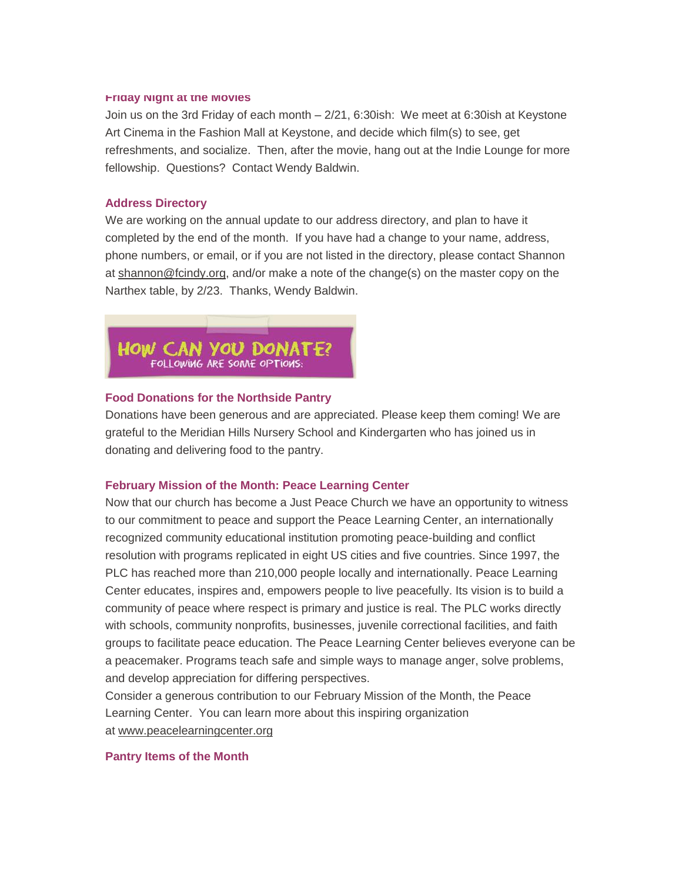### Friday Night at the Movies

Join us on the 3rd Friday of each month – 2/21, 6:30ish: We meet at 6:30ish at Keystone Art Cinema in the Fashion Mall at Keystone, and decide which film(s) to see, get refreshments, and socialize. Then, after the movie, hang out at the Indie Lounge for more fellowship. Questions? Contact Wendy Baldwin.

### Address Directory

We are working on the annual update to our address directory, and plan to have it completed by the end of the month. If you have had a change to your name, address, phone numbers, or email, or if you are not listed in the directory, please contact Shannon at shannon@fcindy.org, and/or make a note of the change(s) on the master copy on the Narthex table, by 2/23. Thanks, Wendy Baldwin.

## HOW CAN YOU DONATE?

FOLLOWING ARE SOME OPTIONS:

### Food Donations for the Northside Pantry

Donations have been generous and are appreciated. Please keep them coming! We are grateful to the Meridian Hills Nursery School and Kindergarten who has joined us in donating and delivering food to the pantry.

### February Mission of the Month: Peace Learning Center

Now that our church has become a Just Peace Church we have an opportunity to witness to our commitment to peace and support the Peace Learning Center, an internationally recognized community educational institution promoting peace-building and conflict resolution with programs replicated in eight US cities and five countries. Since 1997, the PLC has reached more than 210,000 people locally and internationally. Peace Learning Center educates, inspires and, empowers people to live peacefully. Its vision is to build a community of peace where respect is primary and justice is real. The PLC works directly with schools, community nonprofits, businesses, juvenile correctional facilities, and faith groups to facilitate peace education. The Peace Learning Center believes everyone can be a peacemaker. Programs teach safe and simple ways to manage anger, solve problems, and develop appreciation for differing perspectives.

Consider a generous contribution to our February Mission of the Month, the Peace Learning Center. You can learn more about this inspiring organization at www.peacelearningcenter.org

### Pantry Items of the Month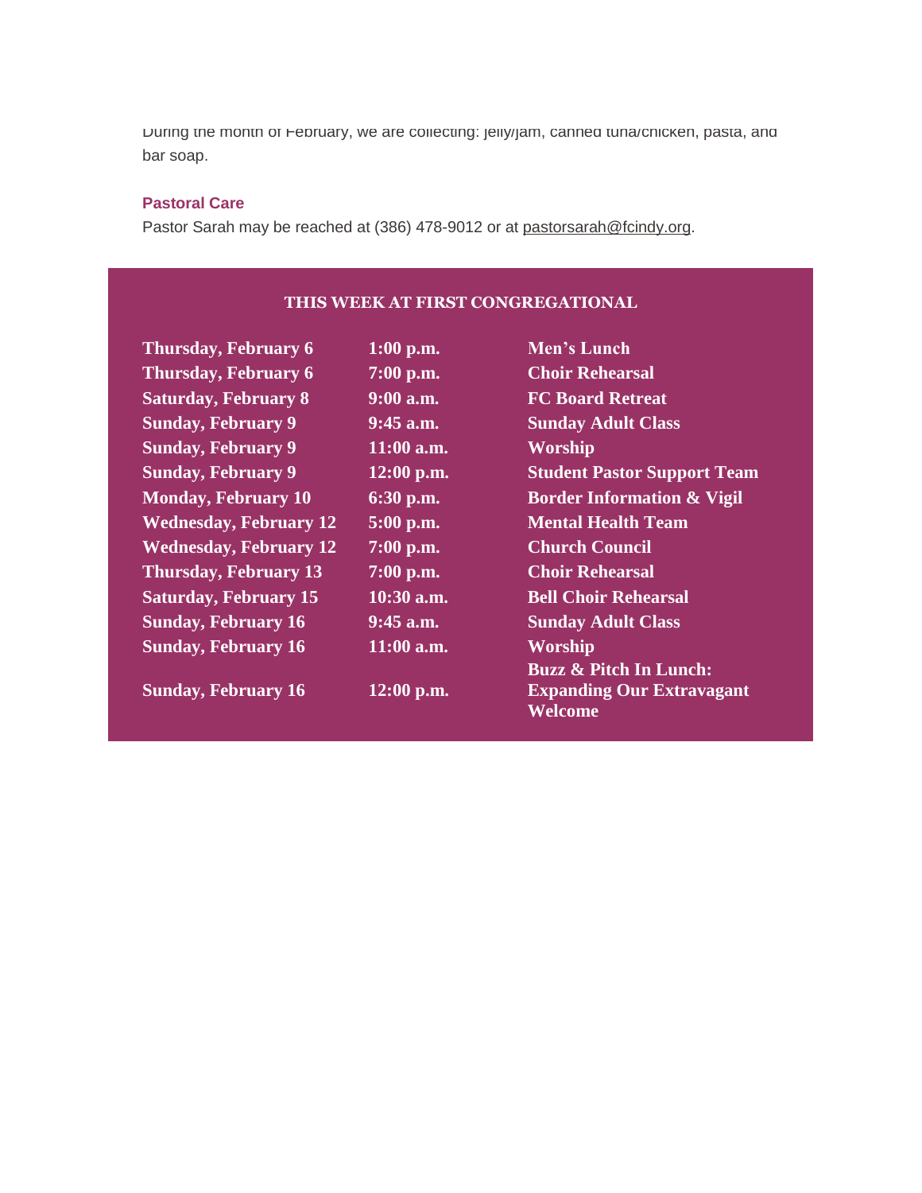During the month of February, we are collecting: jelly/jam, canned tuna/chicken, pasta, and bar soap.

### Pastoral Care

Pastor Sarah may be reached at (386) 478-9012 or at pastorsarah@fcindy.org.

## THIS WEEK AT FIRST CONGREGATIONAL

| | | |
|---|---|---|
| **Thursday, February 6** | **1:00 p.m.** | **Men's Lunch** |
| **Thursday, February 6** | **7:00 p.m.** | **Choir Rehearsal** |
| **Saturday, February 8** | **9:00 a.m.** | **FC Board Retreat** |
| **Sunday, February 9** | **9:45 a.m.** | **Sunday Adult Class** |
| **Sunday, February 9** | **11:00 a.m.** | **Worship** |
| **Sunday, February 9** | **12:00 p.m.** | **Student Pastor Support Team** |
| **Monday, February 10** | **6:30 p.m.** | **Border Information & Vigil** |
| **Wednesday, February 12** | **5:00 p.m.** | **Mental Health Team** |
| **Wednesday, February 12** | **7:00 p.m.** | **Church Council** |
| **Thursday, February 13** | **7:00 p.m.** | **Choir Rehearsal** |
| **Saturday, February 15** | **10:30 a.m.** | **Bell Choir Rehearsal** |
| **Sunday, February 16** | **9:45 a.m.** | **Sunday Adult Class** |
| **Sunday, February 16** | **11:00 a.m.** | **Worship** |
| **Sunday, February 16** | **12:00 p.m.** | **Buzz & Pitch In Lunch: Expanding Our Extravagant Welcome** |